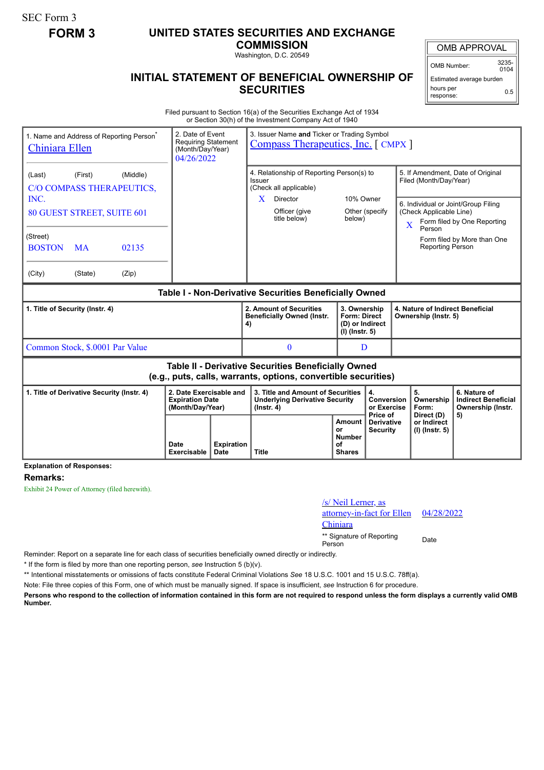SEC Form 3

**FORM 3**

# UNITED STATES SECURITIES AND EXCHANGE COMMISSION

Washington, D.C. 20549

## INITIAL STATEMENT OF BENEFICIAL OWNERSHIP OF SECURITIES

| OMB APPROVAL | |
|---|---|
| OMB Number: | 3235-0104 |
| Estimated average burden hours per response: | 0.5 |

Filed pursuant to Section 16(a) of the Securities Exchange Act of 1934 or Section 30(h) of the Investment Company Act of 1940

| 1. Name and Address of Reporting Person* | 2. Date of Event Requiring Statement (Month/Day/Year) | 3. Issuer Name **and** Ticker or Trading Symbol |
|---|---|---|
| Chiniara Ellen | 04/26/2022 | Compass Therapeutics, Inc. [ CMPX ] |
| (Last) (First) (Middle) C/O COMPASS THERAPEUTICS, INC. 80 GUEST STREET, SUITE 601 | | 4. Relationship of Reporting Person(s) to Issuer (Check all applicable) X Director ___ 10% Owner ___ Officer (give title below) ___ Other (specify below) |
| (Street) BOSTON MA 02135 | | 5. If Amendment, Date of Original Filed (Month/Day/Year) |
| (City) (State) (Zip) | | 6. Individual or Joint/Group Filing (Check Applicable Line) X Form filed by One Reporting Person ___ Form filed by More than One Reporting Person |

**Table I - Non-Derivative Securities Beneficially Owned**

| 1. Title of Security (Instr. 4) | 2. Amount of Securities Beneficially Owned (Instr. 4) | 3. Ownership Form: Direct (D) or Indirect (I) (Instr. 5) | 4. Nature of Indirect Beneficial Ownership (Instr. 5) |
|---|---|---|---|
| Common Stock, $.0001 Par Value | 0 | D | |

**Table II - Derivative Securities Beneficially Owned (e.g., puts, calls, warrants, options, convertible securities)**

| 1. Title of Derivative Security (Instr. 4) | 2. Date Exercisable and Expiration Date (Month/Day/Year) | | 3. Title and Amount of Securities Underlying Derivative Security (Instr. 4) | | 4. Conversion or Exercise Price of Derivative Security | 5. Ownership Form: Direct (D) or Indirect (I) (Instr. 5) | 6. Nature of Indirect Beneficial Ownership (Instr. 5) |
|---|---|---|---|---|---|---|---|
| | Date Exercisable | Expiration Date | Title | Amount or Number of Shares | | | |

**Explanation of Responses:**

**Remarks:**

Exhibit 24 Power of Attorney (filed herewith).

| /s/ Neil Lerner, as attorney-in-fact for Ellen Chiniara | 04/28/2022 |
|---|---|
| ** Signature of Reporting Person | Date |

Reminder: Report on a separate line for each class of securities beneficially owned directly or indirectly.

\* If the form is filed by more than one reporting person, *see* Instruction 5 (b)(v).

** Intentional misstatements or omissions of facts constitute Federal Criminal Violations *See* 18 U.S.C. 1001 and 15 U.S.C. 78ff(a).

Note: File three copies of this Form, one of which must be manually signed. If space is insufficient, *see* Instruction 6 for procedure.

**Persons who respond to the collection of information contained in this form are not required to respond unless the form displays a currently valid OMB Number.**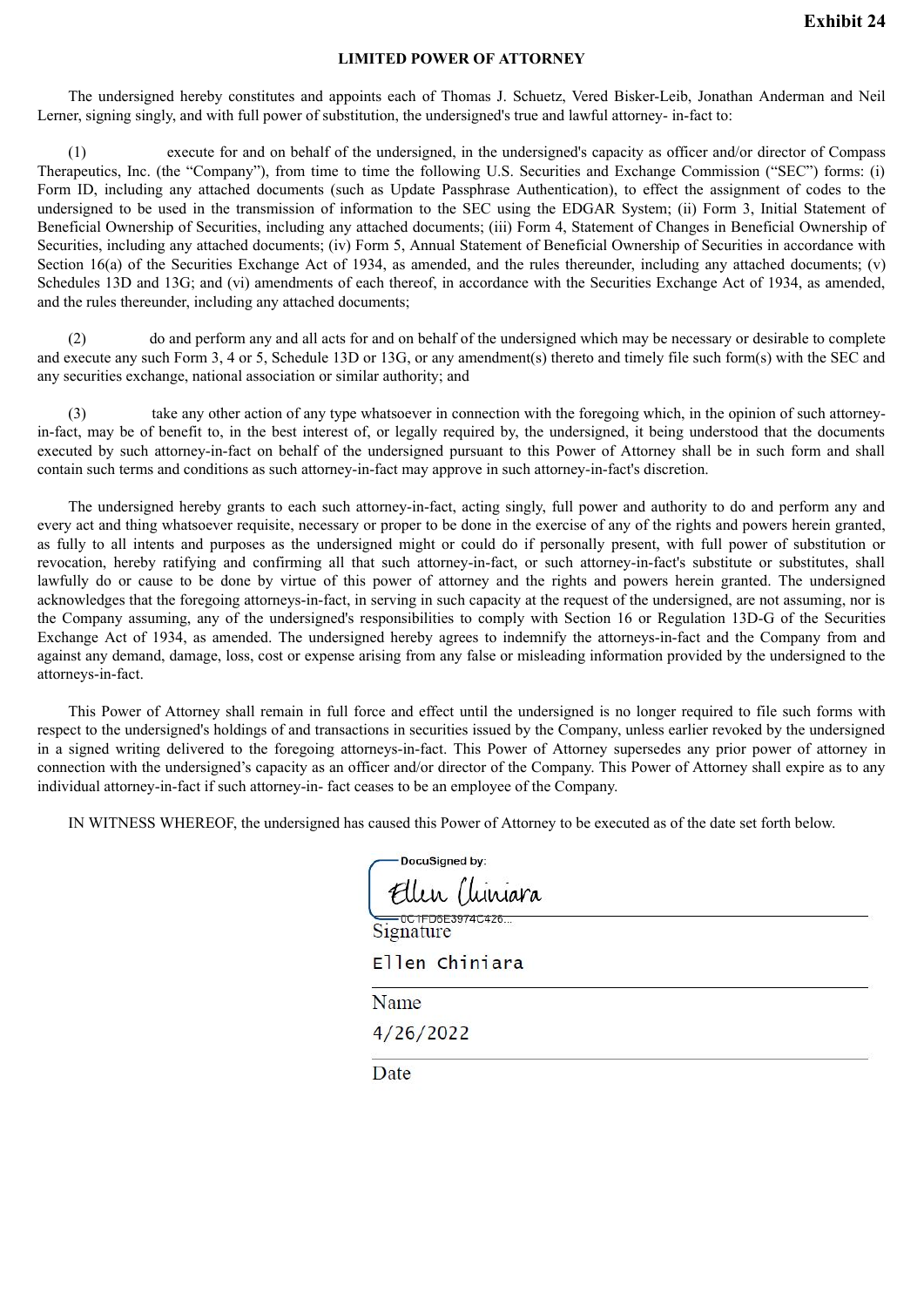**Exhibit 24**

**LIMITED POWER OF ATTORNEY**

The undersigned hereby constitutes and appoints each of Thomas J. Schuetz, Vered Bisker-Leib, Jonathan Anderman and Neil Lerner, signing singly, and with full power of substitution, the undersigned's true and lawful attorney- in-fact to:

(1) execute for and on behalf of the undersigned, in the undersigned's capacity as officer and/or director of Compass Therapeutics, Inc. (the “Company”), from time to time the following U.S. Securities and Exchange Commission (“SEC”) forms: (i) Form ID, including any attached documents (such as Update Passphrase Authentication), to effect the assignment of codes to the undersigned to be used in the transmission of information to the SEC using the EDGAR System; (ii) Form 3, Initial Statement of Beneficial Ownership of Securities, including any attached documents; (iii) Form 4, Statement of Changes in Beneficial Ownership of Securities, including any attached documents; (iv) Form 5, Annual Statement of Beneficial Ownership of Securities in accordance with Section 16(a) of the Securities Exchange Act of 1934, as amended, and the rules thereunder, including any attached documents; (v) Schedules 13D and 13G; and (vi) amendments of each thereof, in accordance with the Securities Exchange Act of 1934, as amended, and the rules thereunder, including any attached documents;

(2) do and perform any and all acts for and on behalf of the undersigned which may be necessary or desirable to complete and execute any such Form 3, 4 or 5, Schedule 13D or 13G, or any amendment(s) thereto and timely file such form(s) with the SEC and any securities exchange, national association or similar authority; and

(3) take any other action of any type whatsoever in connection with the foregoing which, in the opinion of such attorney-in-fact, may be of benefit to, in the best interest of, or legally required by, the undersigned, it being understood that the documents executed by such attorney-in-fact on behalf of the undersigned pursuant to this Power of Attorney shall be in such form and shall contain such terms and conditions as such attorney-in-fact may approve in such attorney-in-fact's discretion.

The undersigned hereby grants to each such attorney-in-fact, acting singly, full power and authority to do and perform any and every act and thing whatsoever requisite, necessary or proper to be done in the exercise of any of the rights and powers herein granted, as fully to all intents and purposes as the undersigned might or could do if personally present, with full power of substitution or revocation, hereby ratifying and confirming all that such attorney-in-fact, or such attorney-in-fact's substitute or substitutes, shall lawfully do or cause to be done by virtue of this power of attorney and the rights and powers herein granted. The undersigned acknowledges that the foregoing attorneys-in-fact, in serving in such capacity at the request of the undersigned, are not assuming, nor is the Company assuming, any of the undersigned's responsibilities to comply with Section 16 or Regulation 13D-G of the Securities Exchange Act of 1934, as amended. The undersigned hereby agrees to indemnify the attorneys-in-fact and the Company from and against any demand, damage, loss, cost or expense arising from any false or misleading information provided by the undersigned to the attorneys-in-fact.

This Power of Attorney shall remain in full force and effect until the undersigned is no longer required to file such forms with respect to the undersigned's holdings of and transactions in securities issued by the Company, unless earlier revoked by the undersigned in a signed writing delivered to the foregoing attorneys-in-fact. This Power of Attorney supersedes any prior power of attorney in connection with the undersigned’s capacity as an officer and/or director of the Company. This Power of Attorney shall expire as to any individual attorney-in-fact if such attorney-in- fact ceases to be an employee of the Company.

IN WITNESS WHEREOF, the undersigned has caused this Power of Attorney to be executed as of the date set forth below.

DocuSigned by:
Ellen Chiniara
0C1FD5E3974C426...

Signature

Ellen Chiniara

Name

4/26/2022

Date